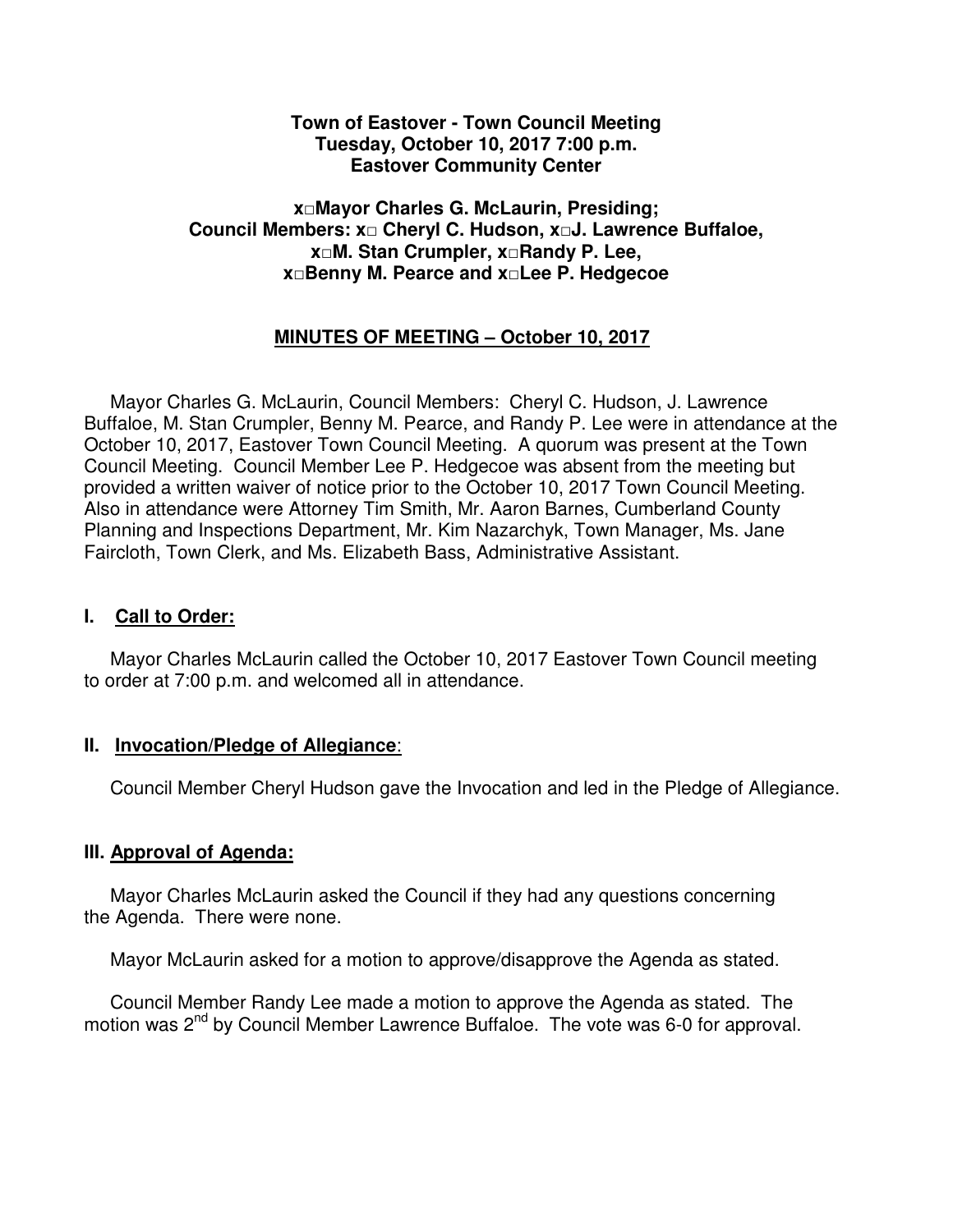**Town of Eastover - Town Council Meeting**
**Tuesday, October 10, 2017 7:00 p.m.**
**Eastover Community Center**

**x□Mayor Charles G. McLaurin, Presiding;**
**Council Members: x□ Cheryl C. Hudson, x□J. Lawrence Buffaloe,**
**x□M. Stan Crumpler, x□Randy P. Lee,**
**x□Benny M. Pearce and x□Lee P. Hedgecoe**

## MINUTES OF MEETING – October 10, 2017

Mayor Charles G. McLaurin, Council Members: Cheryl C. Hudson, J. Lawrence Buffaloe, M. Stan Crumpler, Benny M. Pearce, and Randy P. Lee were in attendance at the October 10, 2017, Eastover Town Council Meeting. A quorum was present at the Town Council Meeting. Council Member Lee P. Hedgecoe was absent from the meeting but provided a written waiver of notice prior to the October 10, 2017 Town Council Meeting. Also in attendance were Attorney Tim Smith, Mr. Aaron Barnes, Cumberland County Planning and Inspections Department, Mr. Kim Nazarchyk, Town Manager, Ms. Jane Faircloth, Town Clerk, and Ms. Elizabeth Bass, Administrative Assistant.

### I. Call to Order:

Mayor Charles McLaurin called the October 10, 2017 Eastover Town Council meeting to order at 7:00 p.m. and welcomed all in attendance.

### II. Invocation/Pledge of Allegiance:

Council Member Cheryl Hudson gave the Invocation and led in the Pledge of Allegiance.

### III. Approval of Agenda:

Mayor Charles McLaurin asked the Council if they had any questions concerning the Agenda. There were none.

Mayor McLaurin asked for a motion to approve/disapprove the Agenda as stated.

Council Member Randy Lee made a motion to approve the Agenda as stated. The motion was 2nd by Council Member Lawrence Buffaloe. The vote was 6-0 for approval.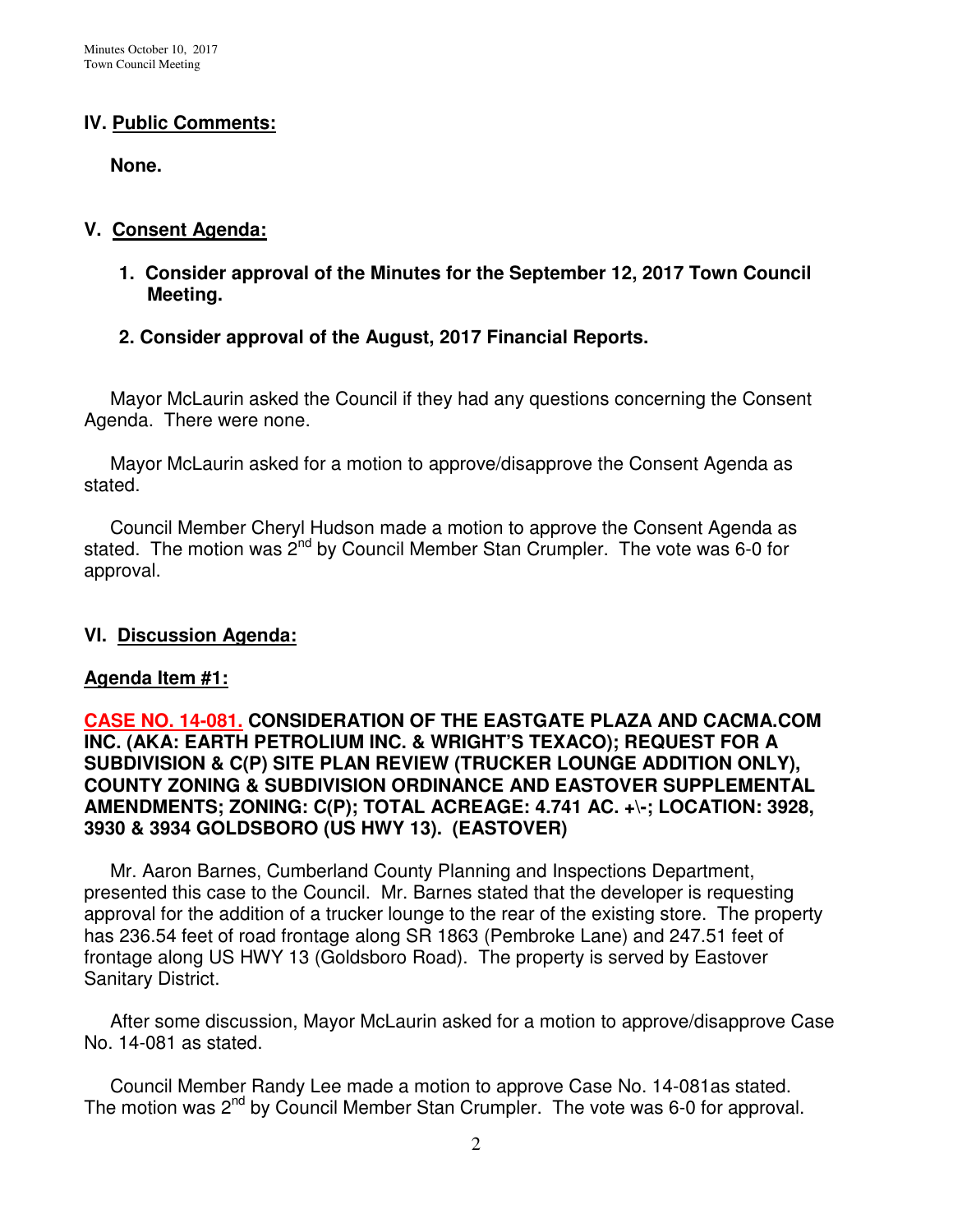## IV. Public Comments:

**None.**

## V. Consent Agenda:

1. **Consider approval of the Minutes for the September 12, 2017 Town Council Meeting.**

2. **Consider approval of the August, 2017 Financial Reports.**

Mayor McLaurin asked the Council if they had any questions concerning the Consent Agenda. There were none.

Mayor McLaurin asked for a motion to approve/disapprove the Consent Agenda as stated.

Council Member Cheryl Hudson made a motion to approve the Consent Agenda as stated. The motion was 2nd by Council Member Stan Crumpler. The vote was 6-0 for approval.

## VI. Discussion Agenda:

### Agenda Item #1:

**CASE NO. 14-081. CONSIDERATION OF THE EASTGATE PLAZA AND CACMA.COM INC. (AKA: EARTH PETROLIUM INC. & WRIGHT'S TEXACO); REQUEST FOR A SUBDIVISION & C(P) SITE PLAN REVIEW (TRUCKER LOUNGE ADDITION ONLY), COUNTY ZONING & SUBDIVISION ORDINANCE AND EASTOVER SUPPLEMENTAL AMENDMENTS; ZONING: C(P); TOTAL ACREAGE: 4.741 AC. +\-; LOCATION: 3928, 3930 & 3934 GOLDSBORO (US HWY 13). (EASTOVER)**

Mr. Aaron Barnes, Cumberland County Planning and Inspections Department, presented this case to the Council. Mr. Barnes stated that the developer is requesting approval for the addition of a trucker lounge to the rear of the existing store. The property has 236.54 feet of road frontage along SR 1863 (Pembroke Lane) and 247.51 feet of frontage along US HWY 13 (Goldsboro Road). The property is served by Eastover Sanitary District.

After some discussion, Mayor McLaurin asked for a motion to approve/disapprove Case No. 14-081 as stated.

Council Member Randy Lee made a motion to approve Case No. 14-081as stated. The motion was 2nd by Council Member Stan Crumpler. The vote was 6-0 for approval.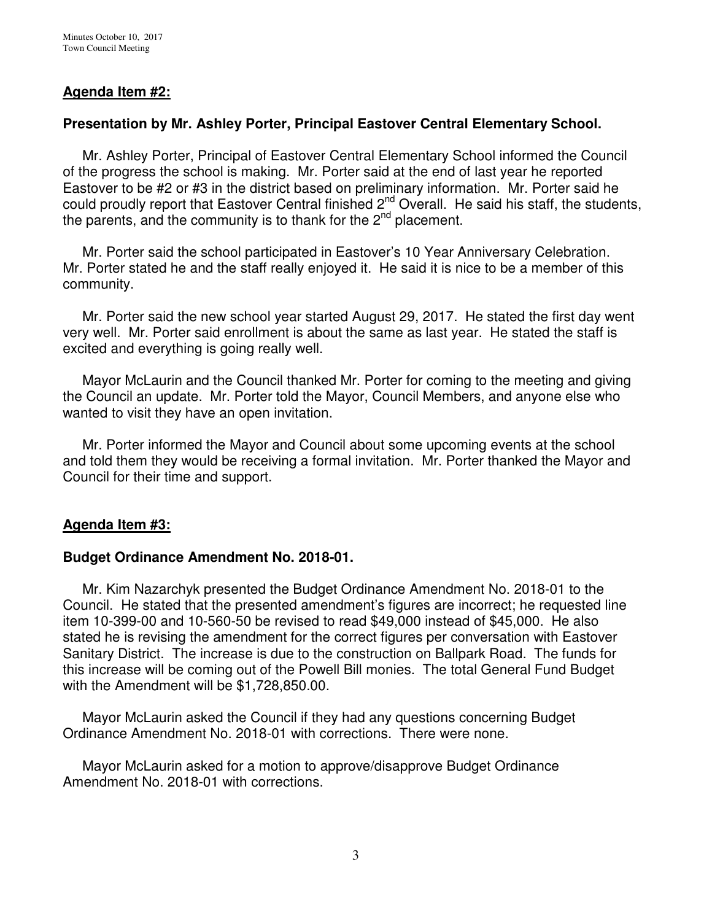## Agenda Item #2:

### Presentation by Mr. Ashley Porter, Principal Eastover Central Elementary School.

Mr. Ashley Porter, Principal of Eastover Central Elementary School informed the Council of the progress the school is making. Mr. Porter said at the end of last year he reported Eastover to be #2 or #3 in the district based on preliminary information. Mr. Porter said he could proudly report that Eastover Central finished 2nd Overall. He said his staff, the students, the parents, and the community is to thank for the 2nd placement.

Mr. Porter said the school participated in Eastover's 10 Year Anniversary Celebration. Mr. Porter stated he and the staff really enjoyed it. He said it is nice to be a member of this community.

Mr. Porter said the new school year started August 29, 2017. He stated the first day went very well. Mr. Porter said enrollment is about the same as last year. He stated the staff is excited and everything is going really well.

Mayor McLaurin and the Council thanked Mr. Porter for coming to the meeting and giving the Council an update. Mr. Porter told the Mayor, Council Members, and anyone else who wanted to visit they have an open invitation.

Mr. Porter informed the Mayor and Council about some upcoming events at the school and told them they would be receiving a formal invitation. Mr. Porter thanked the Mayor and Council for their time and support.

## Agenda Item #3:

### Budget Ordinance Amendment No. 2018-01.

Mr. Kim Nazarchyk presented the Budget Ordinance Amendment No. 2018-01 to the Council. He stated that the presented amendment's figures are incorrect; he requested line item 10-399-00 and 10-560-50 be revised to read $49,000 instead of $45,000. He also stated he is revising the amendment for the correct figures per conversation with Eastover Sanitary District. The increase is due to the construction on Ballpark Road. The funds for this increase will be coming out of the Powell Bill monies. The total General Fund Budget with the Amendment will be $1,728,850.00.

Mayor McLaurin asked the Council if they had any questions concerning Budget Ordinance Amendment No. 2018-01 with corrections. There were none.

Mayor McLaurin asked for a motion to approve/disapprove Budget Ordinance Amendment No. 2018-01 with corrections.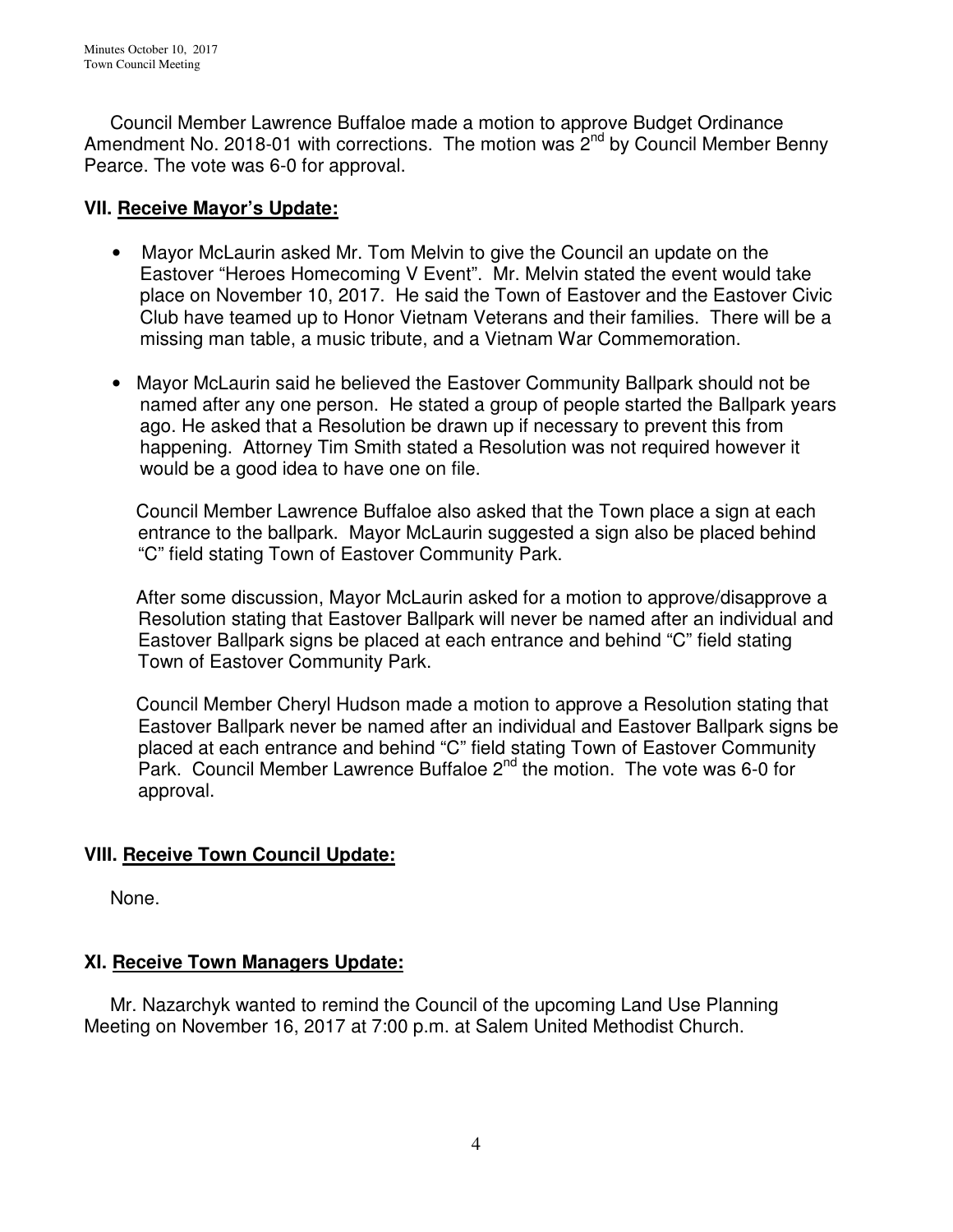Council Member Lawrence Buffaloe made a motion to approve Budget Ordinance Amendment No. 2018-01 with corrections. The motion was 2nd by Council Member Benny Pearce. The vote was 6-0 for approval.

## VII. Receive Mayor's Update:

- Mayor McLaurin asked Mr. Tom Melvin to give the Council an update on the Eastover "Heroes Homecoming V Event". Mr. Melvin stated the event would take place on November 10, 2017. He said the Town of Eastover and the Eastover Civic Club have teamed up to Honor Vietnam Veterans and their families. There will be a missing man table, a music tribute, and a Vietnam War Commemoration.

- Mayor McLaurin said he believed the Eastover Community Ballpark should not be named after any one person. He stated a group of people started the Ballpark years ago. He asked that a Resolution be drawn up if necessary to prevent this from happening. Attorney Tim Smith stated a Resolution was not required however it would be a good idea to have one on file.

  Council Member Lawrence Buffaloe also asked that the Town place a sign at each entrance to the ballpark. Mayor McLaurin suggested a sign also be placed behind "C" field stating Town of Eastover Community Park.

  After some discussion, Mayor McLaurin asked for a motion to approve/disapprove a Resolution stating that Eastover Ballpark will never be named after an individual and Eastover Ballpark signs be placed at each entrance and behind "C" field stating Town of Eastover Community Park.

  Council Member Cheryl Hudson made a motion to approve a Resolution stating that Eastover Ballpark never be named after an individual and Eastover Ballpark signs be placed at each entrance and behind "C" field stating Town of Eastover Community Park. Council Member Lawrence Buffaloe 2nd the motion. The vote was 6-0 for approval.

## VIII. Receive Town Council Update:

None.

## XI. Receive Town Managers Update:

Mr. Nazarchyk wanted to remind the Council of the upcoming Land Use Planning Meeting on November 16, 2017 at 7:00 p.m. at Salem United Methodist Church.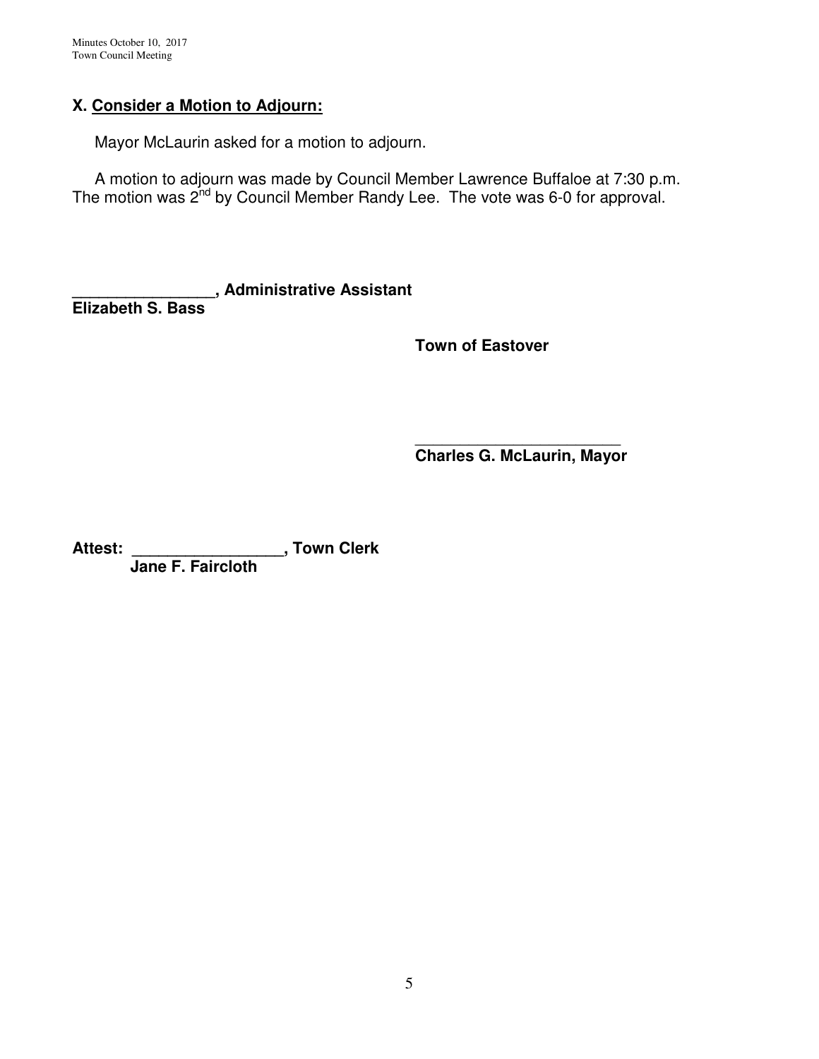## X. Consider a Motion to Adjourn:

Mayor McLaurin asked for a motion to adjourn.

A motion to adjourn was made by Council Member Lawrence Buffaloe at 7:30 p.m. The motion was 2nd by Council Member Randy Lee. The vote was 6-0 for approval.

**________________, Administrative Assistant**
**Elizabeth S. Bass**

**Town of Eastover**

________________________
**Charles G. McLaurin, Mayor**

**Attest: _________________, Town Clerk**
**Jane F. Faircloth**